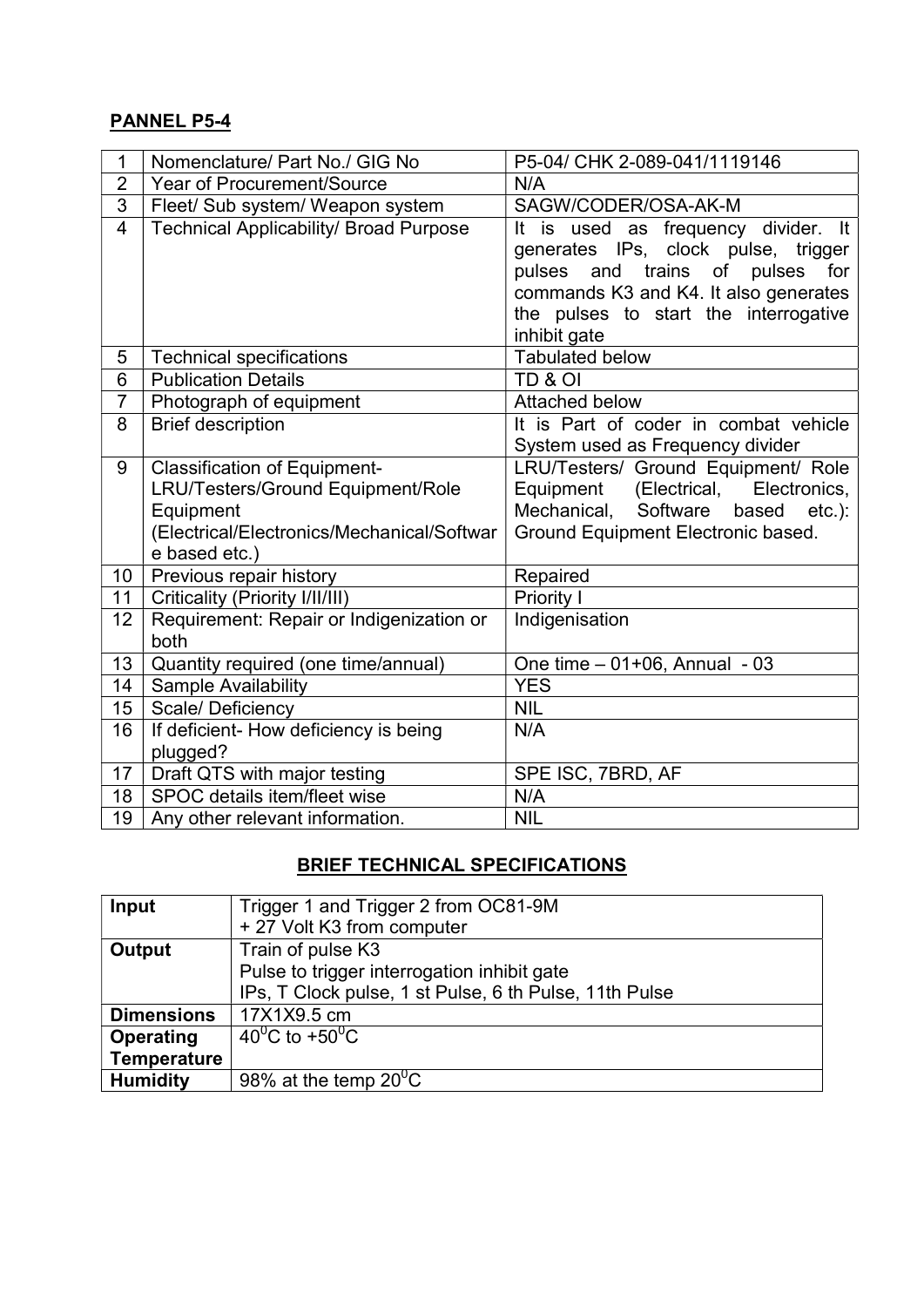**PANNEL P5-4**

| 1 | Nomenclature/ Part No./ GIG No | P5-04/ CHK 2-089-041/1119146 |
|---|---|---|
| 2 | Year of Procurement/Source | N/A |
| 3 | Fleet/ Sub system/ Weapon system | SAGW/CODER/OSA-AK-M |
| 4 | Technical Applicability/ Broad Purpose | It is used as frequency divider. It generates IPs, clock pulse, trigger pulses and trains of pulses for commands K3 and K4. It also generates the pulses to start the interrogative inhibit gate |
| 5 | Technical specifications | Tabulated below |
| 6 | Publication Details | TD & OI |
| 7 | Photograph of equipment | Attached below |
| 8 | Brief description | It is Part of coder in combat vehicle System used as Frequency divider |
| 9 | Classification of Equipment- LRU/Testers/Ground Equipment/Role Equipment (Electrical/Electronics/Mechanical/Software based etc.) | LRU/Testers/ Ground Equipment/ Role Equipment (Electrical, Electronics, Mechanical, Software based etc.): Ground Equipment Electronic based. |
| 10 | Previous repair history | Repaired |
| 11 | Criticality (Priority I/II/III) | Priority I |
| 12 | Requirement: Repair or Indigenization or both | Indigenisation |
| 13 | Quantity required (one time/annual) | One time – 01+06, Annual - 03 |
| 14 | Sample Availability | YES |
| 15 | Scale/ Deficiency | NIL |
| 16 | If deficient- How deficiency is being plugged? | N/A |
| 17 | Draft QTS with major testing | SPE ISC, 7BRD, AF |
| 18 | SPOC details item/fleet wise | N/A |
| 19 | Any other relevant information. | NIL |

**BRIEF TECHNICAL SPECIFICATIONS**

| **Input** | Trigger 1 and Trigger 2 from OC81-9M<br>+ 27 Volt K3 from computer |
|---|---|
| **Output** | Train of pulse K3<br>Pulse to trigger interrogation inhibit gate<br>IPs, T Clock pulse, 1 st Pulse, 6 th Pulse, 11th Pulse |
| **Dimensions** | 17X1X9.5 cm |
| **Operating Temperature** | $40^0$C to $+50^0$C |
| **Humidity** | 98% at the temp $20^0$C |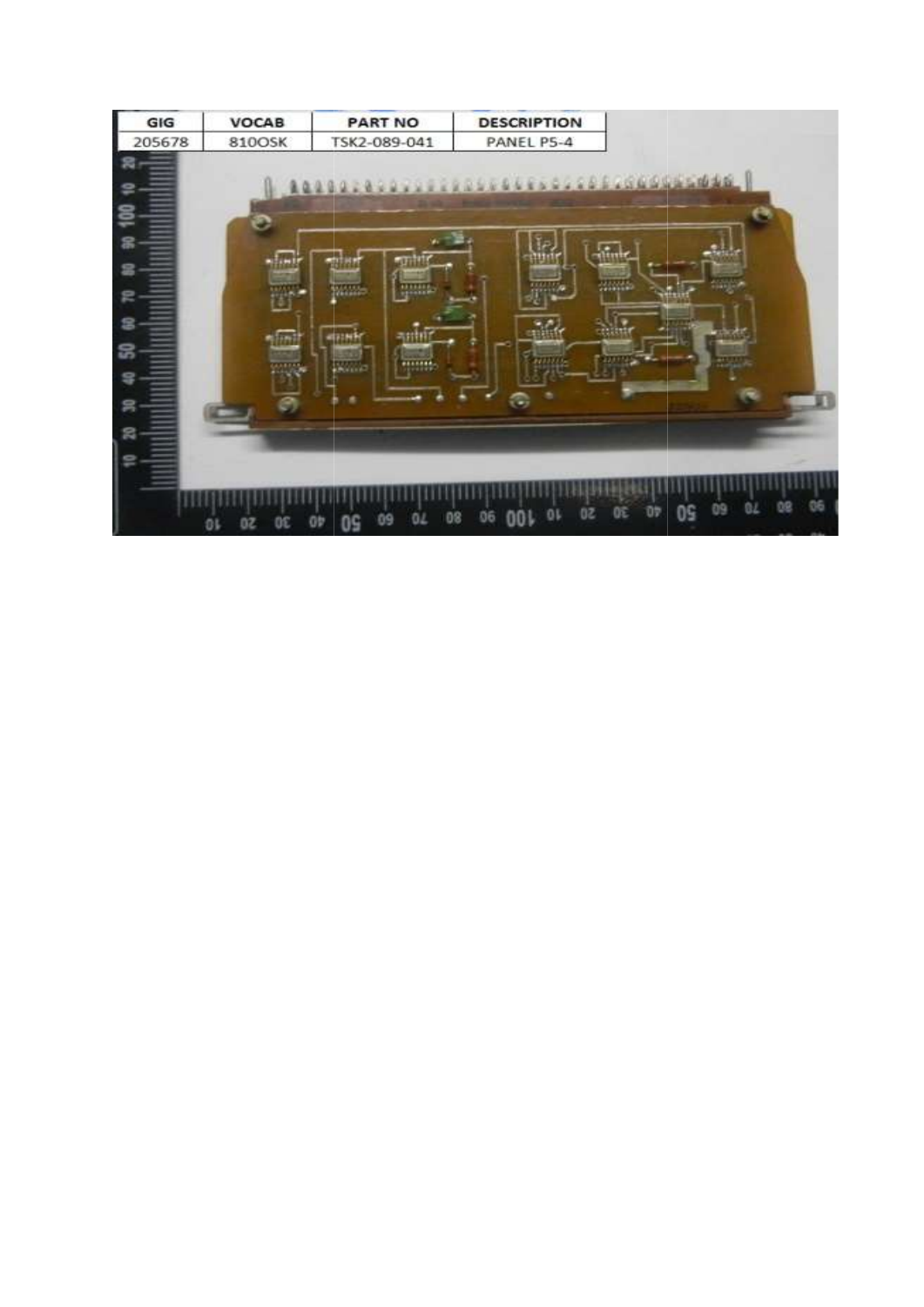| GIG | VOCAB | PART NO | DESCRIPTION |
|---|---|---|---|
| 205678 | 810OSK | TSK2-089-041 | PANEL P5-4 |